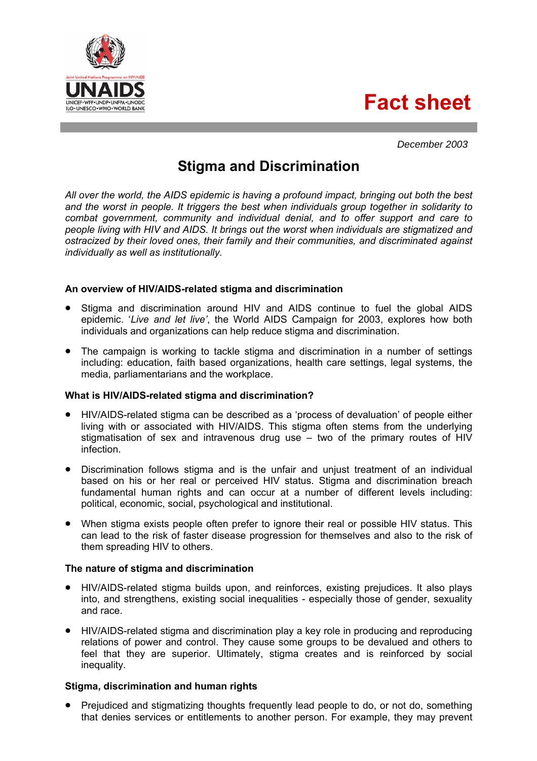UNAIDS

Joint United Nations Programme on HIV/AIDS

UNICEF • WFP • UNDP • UNFPA • UNODC
ILO • UNESCO • WHO • WORLD BANK

# Fact sheet

*December 2003*

## Stigma and Discrimination

*All over the world, the AIDS epidemic is having a profound impact, bringing out both the best and the worst in people. It triggers the best when individuals group together in solidarity to combat government, community and individual denial, and to offer support and care to people living with HIV and AIDS. It brings out the worst when individuals are stigmatized and ostracized by their loved ones, their family and their communities, and discriminated against individually as well as institutionally.*

### An overview of HIV/AIDS-related stigma and discrimination

- Stigma and discrimination around HIV and AIDS continue to fuel the global AIDS epidemic. '*Live and let live*', the World AIDS Campaign for 2003, explores how both individuals and organizations can help reduce stigma and discrimination.
- The campaign is working to tackle stigma and discrimination in a number of settings including: education, faith based organizations, health care settings, legal systems, the media, parliamentarians and the workplace.

### What is HIV/AIDS-related stigma and discrimination?

- HIV/AIDS-related stigma can be described as a 'process of devaluation' of people either living with or associated with HIV/AIDS. This stigma often stems from the underlying stigmatisation of sex and intravenous drug use – two of the primary routes of HIV infection.
- Discrimination follows stigma and is the unfair and unjust treatment of an individual based on his or her real or perceived HIV status. Stigma and discrimination breach fundamental human rights and can occur at a number of different levels including: political, economic, social, psychological and institutional.
- When stigma exists people often prefer to ignore their real or possible HIV status. This can lead to the risk of faster disease progression for themselves and also to the risk of them spreading HIV to others.

### The nature of stigma and discrimination

- HIV/AIDS-related stigma builds upon, and reinforces, existing prejudices. It also plays into, and strengthens, existing social inequalities - especially those of gender, sexuality and race.
- HIV/AIDS-related stigma and discrimination play a key role in producing and reproducing relations of power and control. They cause some groups to be devalued and others to feel that they are superior. Ultimately, stigma creates and is reinforced by social inequality.

### Stigma, discrimination and human rights

- Prejudiced and stigmatizing thoughts frequently lead people to do, or not do, something that denies services or entitlements to another person. For example, they may prevent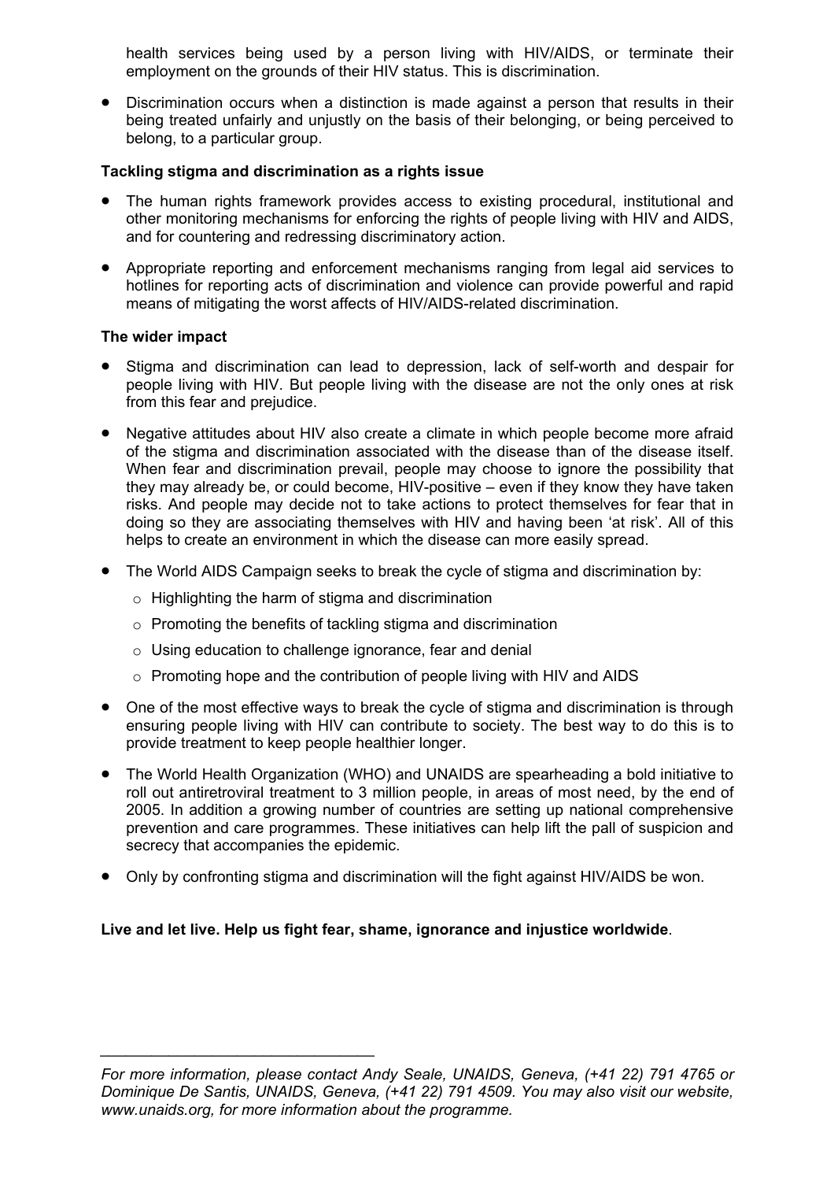health services being used by a person living with HIV/AIDS, or terminate their employment on the grounds of their HIV status. This is discrimination.

- Discrimination occurs when a distinction is made against a person that results in their being treated unfairly and unjustly on the basis of their belonging, or being perceived to belong, to a particular group.

**Tackling stigma and discrimination as a rights issue**

- The human rights framework provides access to existing procedural, institutional and other monitoring mechanisms for enforcing the rights of people living with HIV and AIDS, and for countering and redressing discriminatory action.

- Appropriate reporting and enforcement mechanisms ranging from legal aid services to hotlines for reporting acts of discrimination and violence can provide powerful and rapid means of mitigating the worst affects of HIV/AIDS-related discrimination.

**The wider impact**

- Stigma and discrimination can lead to depression, lack of self-worth and despair for people living with HIV. But people living with the disease are not the only ones at risk from this fear and prejudice.

- Negative attitudes about HIV also create a climate in which people become more afraid of the stigma and discrimination associated with the disease than of the disease itself. When fear and discrimination prevail, people may choose to ignore the possibility that they may already be, or could become, HIV-positive – even if they know they have taken risks. And people may decide not to take actions to protect themselves for fear that in doing so they are associating themselves with HIV and having been 'at risk'. All of this helps to create an environment in which the disease can more easily spread.

- The World AIDS Campaign seeks to break the cycle of stigma and discrimination by:
    - Highlighting the harm of stigma and discrimination
    - Promoting the benefits of tackling stigma and discrimination
    - Using education to challenge ignorance, fear and denial
    - Promoting hope and the contribution of people living with HIV and AIDS

- One of the most effective ways to break the cycle of stigma and discrimination is through ensuring people living with HIV can contribute to society. The best way to do this is to provide treatment to keep people healthier longer.

- The World Health Organization (WHO) and UNAIDS are spearheading a bold initiative to roll out antiretroviral treatment to 3 million people, in areas of most need, by the end of 2005. In addition a growing number of countries are setting up national comprehensive prevention and care programmes. These initiatives can help lift the pall of suspicion and secrecy that accompanies the epidemic.

- Only by confronting stigma and discrimination will the fight against HIV/AIDS be won.

**Live and let live. Help us fight fear, shame, ignorance and injustice worldwide**.

---

*For more information, please contact Andy Seale, UNAIDS, Geneva, (+41 22) 791 4765 or Dominique De Santis, UNAIDS, Geneva, (+41 22) 791 4509. You may also visit our website, www.unaids.org, for more information about the programme.*